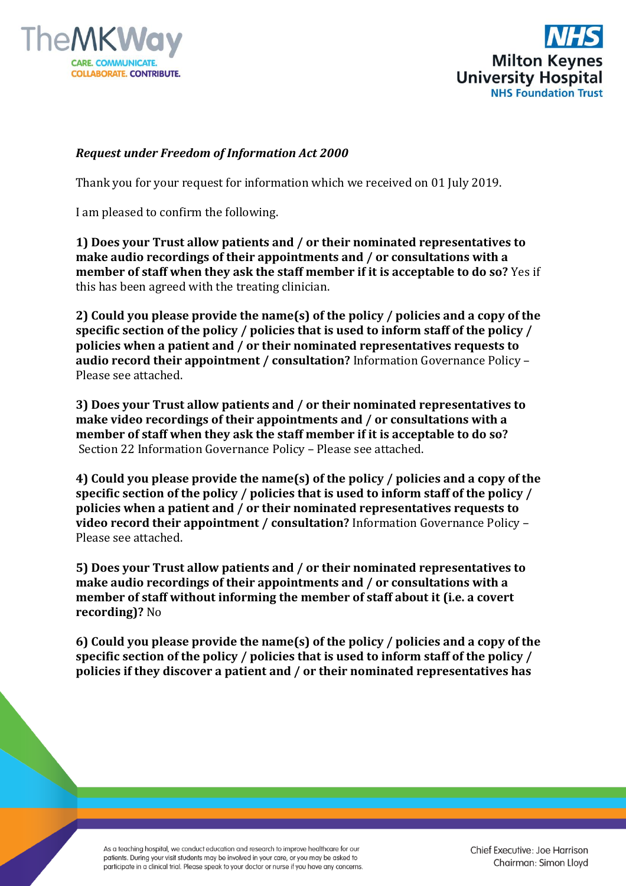***Request under Freedom of Information Act 2000***

Thank you for your request for information which we received on 01 July 2019.

I am pleased to confirm the following.

**1) Does your Trust allow patients and / or their nominated representatives to make audio recordings of their appointments and / or consultations with a member of staff when they ask the staff member if it is acceptable to do so?** Yes if this has been agreed with the treating clinician.

**2) Could you please provide the name(s) of the policy / policies and a copy of the specific section of the policy / policies that is used to inform staff of the policy / policies when a patient and / or their nominated representatives requests to audio record their appointment / consultation?** Information Governance Policy – Please see attached.

**3) Does your Trust allow patients and / or their nominated representatives to make video recordings of their appointments and / or consultations with a member of staff when they ask the staff member if it is acceptable to do so?** Section 22 Information Governance Policy – Please see attached.

**4) Could you please provide the name(s) of the policy / policies and a copy of the specific section of the policy / policies that is used to inform staff of the policy / policies when a patient and / or their nominated representatives requests to video record their appointment / consultation?** Information Governance Policy – Please see attached.

**5) Does your Trust allow patients and / or their nominated representatives to make audio recordings of their appointments and / or consultations with a member of staff without informing the member of staff about it (i.e. a covert recording)?** No

**6) Could you please provide the name(s) of the policy / policies and a copy of the specific section of the policy / policies that is used to inform staff of the policy / policies if they discover a patient and / or their nominated representatives has**

As a teaching hospital, we conduct education and research to improve healthcare for our patients. During your visit students may be involved in your care, or you may be asked to participate in a clinical trial. Please speak to your doctor or nurse if you have any concerns.

Chief Executive: Joe Harrison
Chairman: Simon Lloyd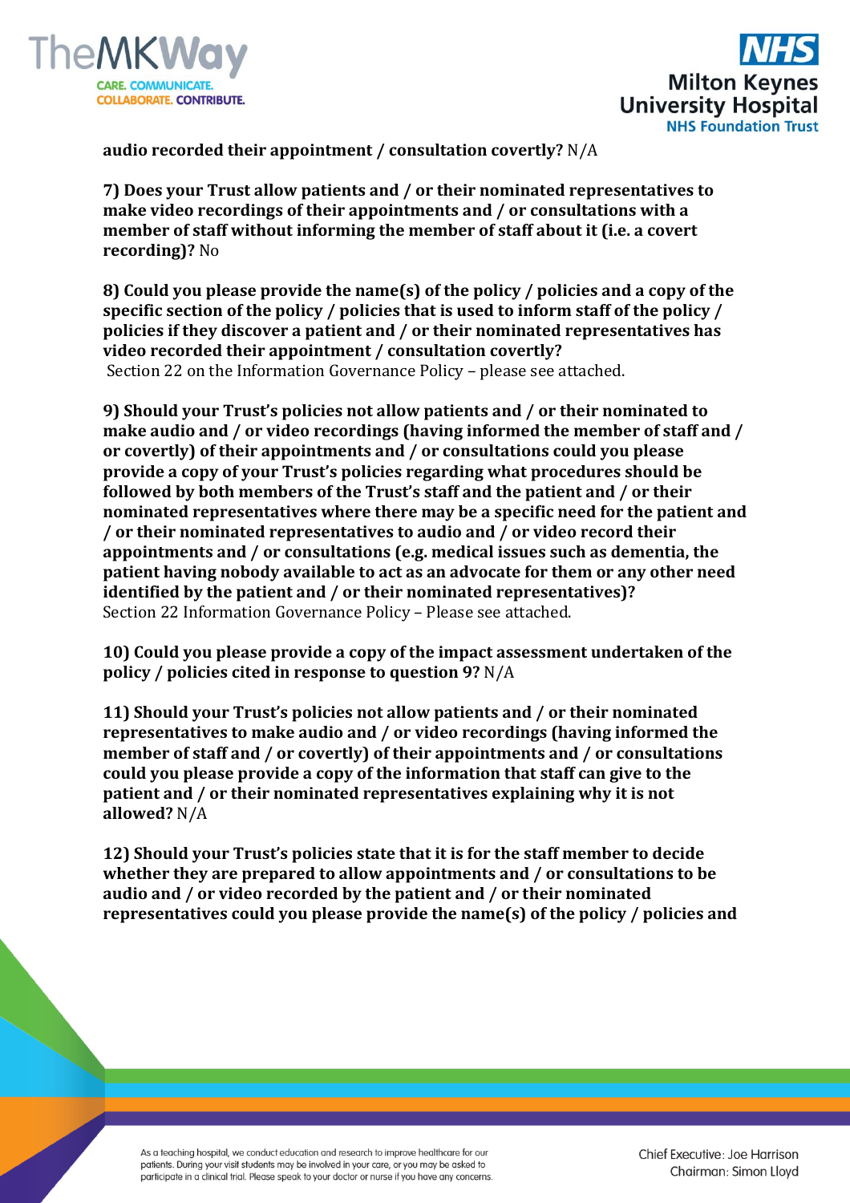**audio recorded their appointment / consultation covertly?** N/A

**7) Does your Trust allow patients and / or their nominated representatives to make video recordings of their appointments and / or consultations with a member of staff without informing the member of staff about it (i.e. a covert recording)?** No

**8) Could you please provide the name(s) of the policy / policies and a copy of the specific section of the policy / policies that is used to inform staff of the policy / policies if they discover a patient and / or their nominated representatives has video recorded their appointment / consultation covertly?**
Section 22 on the Information Governance Policy – please see attached.

**9) Should your Trust's policies not allow patients and / or their nominated to make audio and / or video recordings (having informed the member of staff and / or covertly) of their appointments and / or consultations could you please provide a copy of your Trust's policies regarding what procedures should be followed by both members of the Trust's staff and the patient and / or their nominated representatives where there may be a specific need for the patient and / or their nominated representatives to audio and / or video record their appointments and / or consultations (e.g. medical issues such as dementia, the patient having nobody available to act as an advocate for them or any other need identified by the patient and / or their nominated representatives)?**
Section 22 Information Governance Policy – Please see attached.

**10) Could you please provide a copy of the impact assessment undertaken of the policy / policies cited in response to question 9?** N/A

**11) Should your Trust's policies not allow patients and / or their nominated representatives to make audio and / or video recordings (having informed the member of staff and / or covertly) of their appointments and / or consultations could you please provide a copy of the information that staff can give to the patient and / or their nominated representatives explaining why it is not allowed?** N/A

**12) Should your Trust's policies state that it is for the staff member to decide whether they are prepared to allow appointments and / or consultations to be audio and / or video recorded by the patient and / or their nominated representatives could you please provide the name(s) of the policy / policies and**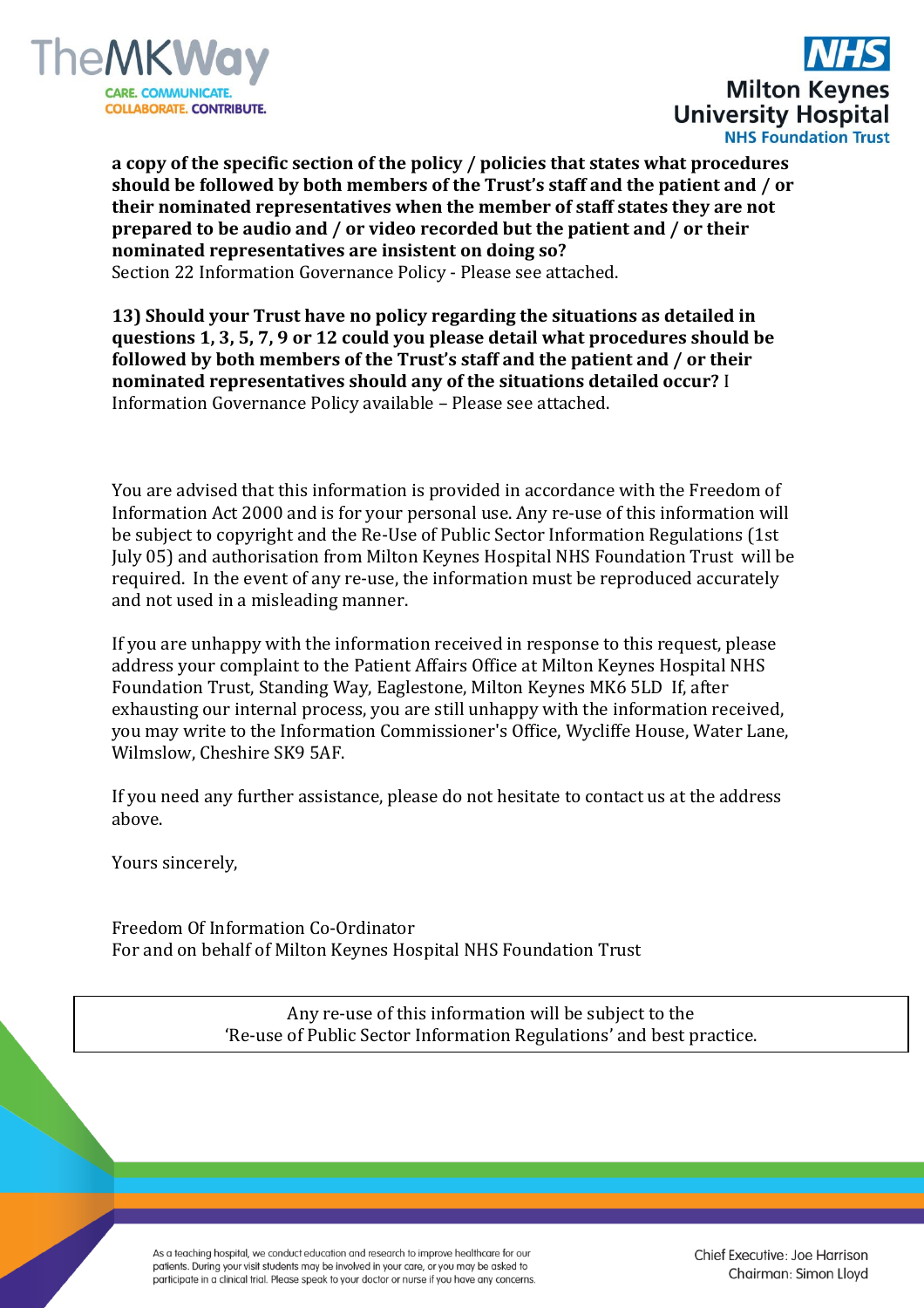**a copy of the specific section of the policy / policies that states what procedures should be followed by both members of the Trust's staff and the patient and / or their nominated representatives when the member of staff states they are not prepared to be audio and / or video recorded but the patient and / or their nominated representatives are insistent on doing so?**
Section 22 Information Governance Policy - Please see attached.

**13) Should your Trust have no policy regarding the situations as detailed in questions 1, 3, 5, 7, 9 or 12 could you please detail what procedures should be followed by both members of the Trust's staff and the patient and / or their nominated representatives should any of the situations detailed occur?** I Information Governance Policy available – Please see attached.

You are advised that this information is provided in accordance with the Freedom of Information Act 2000 and is for your personal use. Any re-use of this information will be subject to copyright and the Re-Use of Public Sector Information Regulations (1st July 05) and authorisation from Milton Keynes Hospital NHS Foundation Trust will be required. In the event of any re-use, the information must be reproduced accurately and not used in a misleading manner.

If you are unhappy with the information received in response to this request, please address your complaint to the Patient Affairs Office at Milton Keynes Hospital NHS Foundation Trust, Standing Way, Eaglestone, Milton Keynes MK6 5LD If, after exhausting our internal process, you are still unhappy with the information received, you may write to the Information Commissioner's Office, Wycliffe House, Water Lane, Wilmslow, Cheshire SK9 5AF.

If you need any further assistance, please do not hesitate to contact us at the address above.

Yours sincerely,

Freedom Of Information Co-Ordinator
For and on behalf of Milton Keynes Hospital NHS Foundation Trust

Any re-use of this information will be subject to the
'Re-use of Public Sector Information Regulations' and best practice.